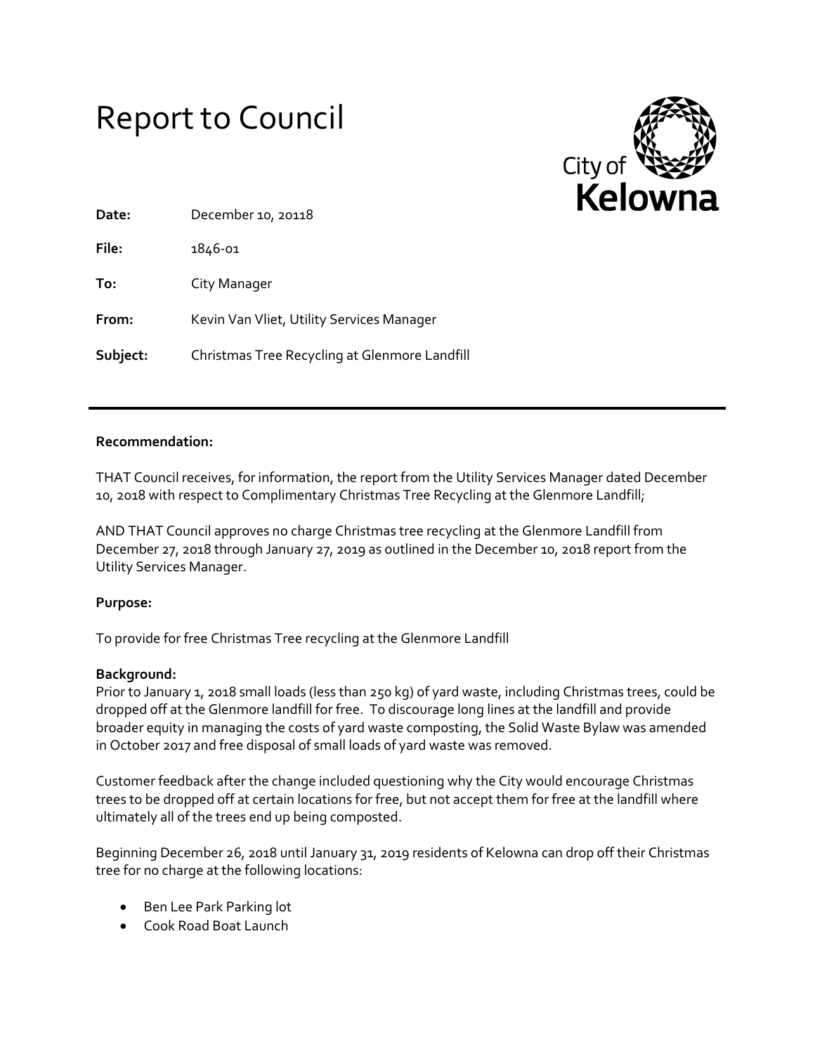# Report to Council

City of Kelowna

**Date:** December 10, 20118

**File:** 1846-01

**To:** City Manager

**From:** Kevin Van Vliet, Utility Services Manager

**Subject:** Christmas Tree Recycling at Glenmore Landfill

---

**Recommendation:**

THAT Council receives, for information, the report from the Utility Services Manager dated December 10, 2018 with respect to Complimentary Christmas Tree Recycling at the Glenmore Landfill;

AND THAT Council approves no charge Christmas tree recycling at the Glenmore Landfill from December 27, 2018 through January 27, 2019 as outlined in the December 10, 2018 report from the Utility Services Manager.

**Purpose:**

To provide for free Christmas Tree recycling at the Glenmore Landfill

**Background:**

Prior to January 1, 2018 small loads (less than 250 kg) of yard waste, including Christmas trees, could be dropped off at the Glenmore landfill for free. To discourage long lines at the landfill and provide broader equity in managing the costs of yard waste composting, the Solid Waste Bylaw was amended in October 2017 and free disposal of small loads of yard waste was removed.

Customer feedback after the change included questioning why the City would encourage Christmas trees to be dropped off at certain locations for free, but not accept them for free at the landfill where ultimately all of the trees end up being composted.

Beginning December 26, 2018 until January 31, 2019 residents of Kelowna can drop off their Christmas tree for no charge at the following locations:

- Ben Lee Park Parking lot
- Cook Road Boat Launch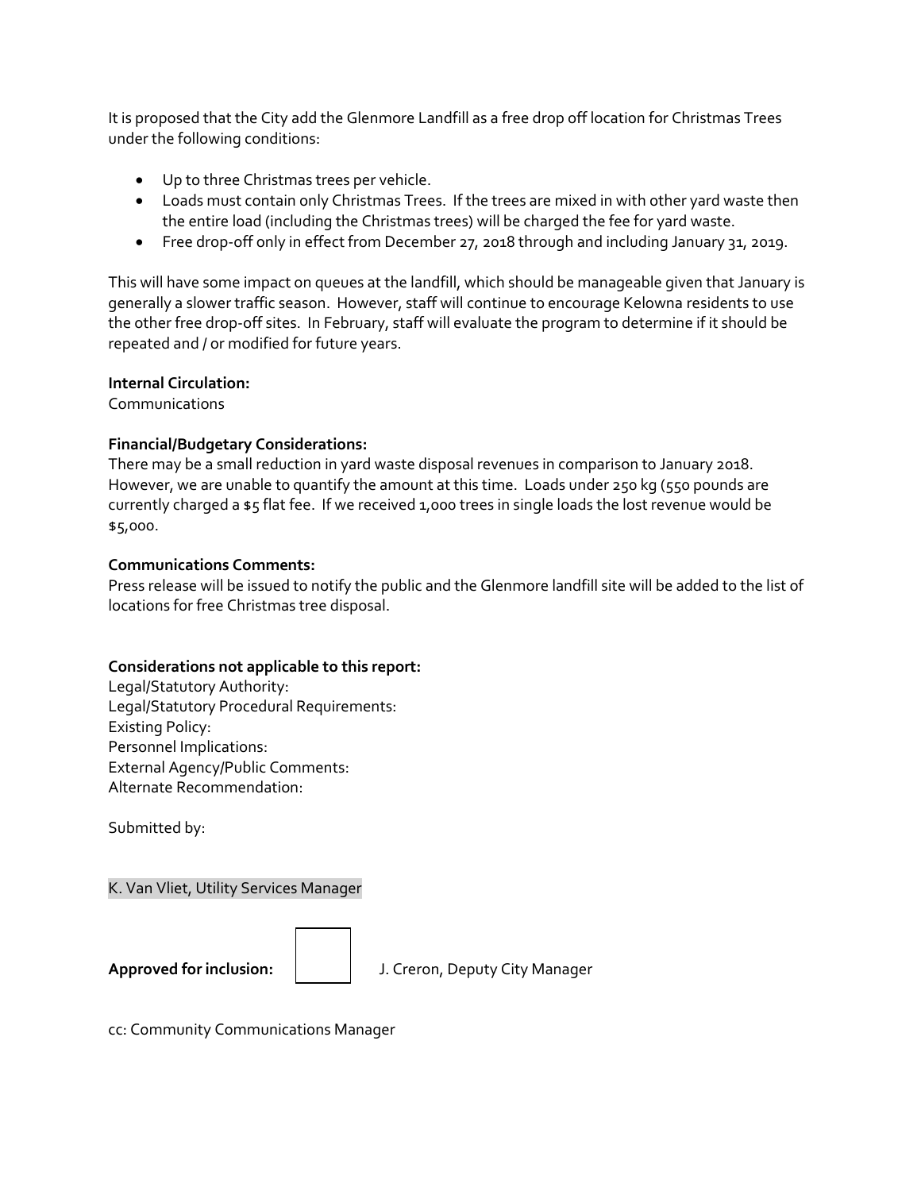It is proposed that the City add the Glenmore Landfill as a free drop off location for Christmas Trees under the following conditions:

- Up to three Christmas trees per vehicle.
- Loads must contain only Christmas Trees. If the trees are mixed in with other yard waste then the entire load (including the Christmas trees) will be charged the fee for yard waste.
- Free drop-off only in effect from December 27, 2018 through and including January 31, 2019.

This will have some impact on queues at the landfill, which should be manageable given that January is generally a slower traffic season. However, staff will continue to encourage Kelowna residents to use the other free drop-off sites. In February, staff will evaluate the program to determine if it should be repeated and / or modified for future years.

**Internal Circulation:**
Communications

**Financial/Budgetary Considerations:**
There may be a small reduction in yard waste disposal revenues in comparison to January 2018. However, we are unable to quantify the amount at this time. Loads under 250 kg (550 pounds are currently charged a $5 flat fee. If we received 1,000 trees in single loads the lost revenue would be $5,000.

**Communications Comments:**
Press release will be issued to notify the public and the Glenmore landfill site will be added to the list of locations for free Christmas tree disposal.

**Considerations not applicable to this report:**
Legal/Statutory Authority:
Legal/Statutory Procedural Requirements:
Existing Policy:
Personnel Implications:
External Agency/Public Comments:
Alternate Recommendation:

Submitted by:

K. Van Vliet, Utility Services Manager

**Approved for inclusion:** J. Creron, Deputy City Manager

cc: Community Communications Manager